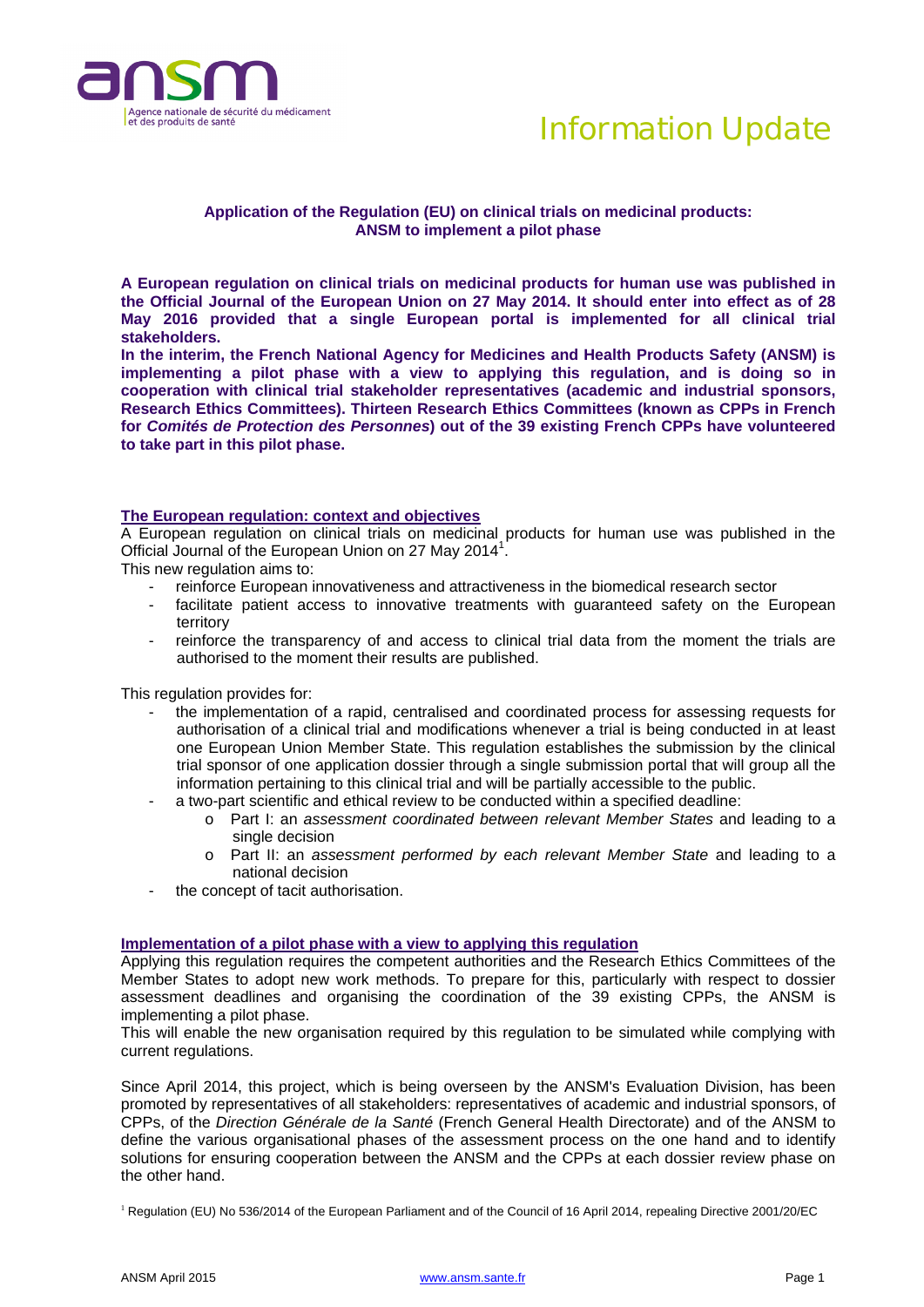Information Update

## Application of the Regulation (EU) on clinical trials on medicinal products: ANSM to implement a pilot phase

**A European regulation on clinical trials on medicinal products for human use was published in the Official Journal of the European Union on 27 May 2014. It should enter into effect as of 28 May 2016 provided that a single European portal is implemented for all clinical trial stakeholders.**

**In the interim, the French National Agency for Medicines and Health Products Safety (ANSM) is implementing a pilot phase with a view to applying this regulation, and is doing so in cooperation with clinical trial stakeholder representatives (academic and industrial sponsors, Research Ethics Committees). Thirteen Research Ethics Committees (known as CPPs in French for *Comités de Protection des Personnes*) out of the 39 existing French CPPs have volunteered to take part in this pilot phase.**

### The European regulation: context and objectives

A European regulation on clinical trials on medicinal products for human use was published in the Official Journal of the European Union on 27 May 2014[1].

This new regulation aims to:

- reinforce European innovativeness and attractiveness in the biomedical research sector
- facilitate patient access to innovative treatments with guaranteed safety on the European territory
- reinforce the transparency of and access to clinical trial data from the moment the trials are authorised to the moment their results are published.

This regulation provides for:

- the implementation of a rapid, centralised and coordinated process for assessing requests for authorisation of a clinical trial and modifications whenever a trial is being conducted in at least one European Union Member State. This regulation establishes the submission by the clinical trial sponsor of one application dossier through a single submission portal that will group all the information pertaining to this clinical trial and will be partially accessible to the public.
- a two-part scientific and ethical review to be conducted within a specified deadline:
  - Part I: an *assessment coordinated between relevant Member States* and leading to a single decision
  - Part II: an *assessment performed by each relevant Member State* and leading to a national decision
- the concept of tacit authorisation.

### Implementation of a pilot phase with a view to applying this regulation

Applying this regulation requires the competent authorities and the Research Ethics Committees of the Member States to adopt new work methods. To prepare for this, particularly with respect to dossier assessment deadlines and organising the coordination of the 39 existing CPPs, the ANSM is implementing a pilot phase.

This will enable the new organisation required by this regulation to be simulated while complying with current regulations.

Since April 2014, this project, which is being overseen by the ANSM's Evaluation Division, has been promoted by representatives of all stakeholders: representatives of academic and industrial sponsors, of CPPs, of the *Direction Générale de la Santé* (French General Health Directorate) and of the ANSM to define the various organisational phases of the assessment process on the one hand and to identify solutions for ensuring cooperation between the ANSM and the CPPs at each dossier review phase on the other hand.

[1] Regulation (EU) No 536/2014 of the European Parliament and of the Council of 16 April 2014, repealing Directive 2001/20/EC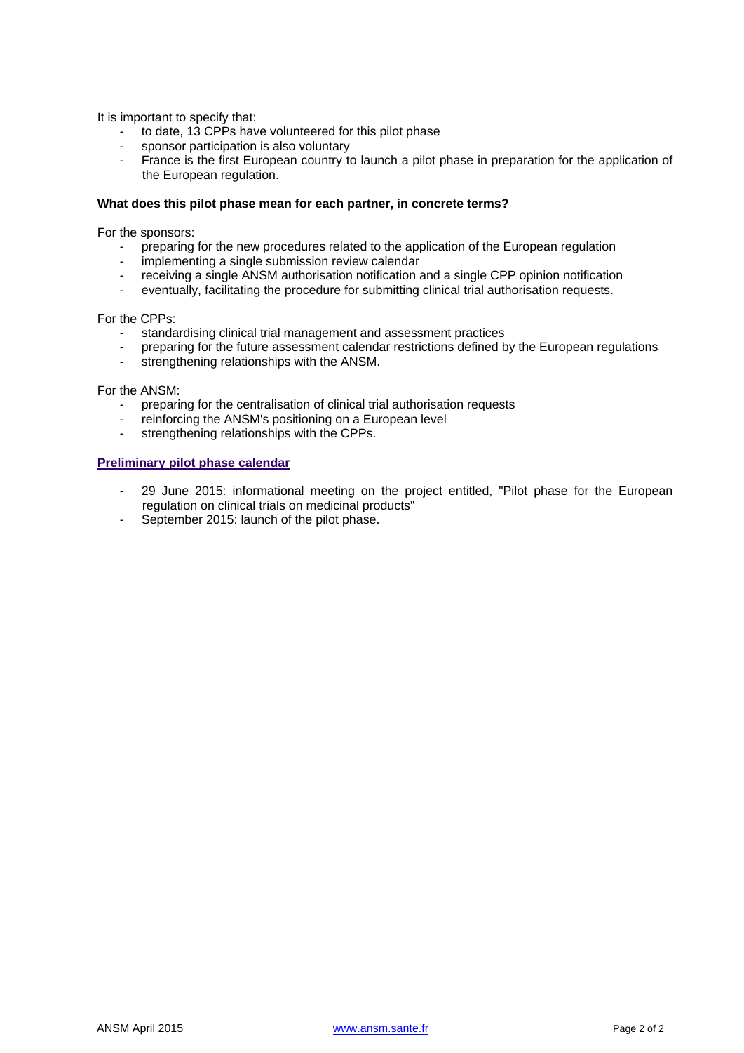It is important to specify that:

- to date, 13 CPPs have volunteered for this pilot phase
- sponsor participation is also voluntary
- France is the first European country to launch a pilot phase in preparation for the application of the European regulation.

**What does this pilot phase mean for each partner, in concrete terms?**

For the sponsors:

- preparing for the new procedures related to the application of the European regulation
- implementing a single submission review calendar
- receiving a single ANSM authorisation notification and a single CPP opinion notification
- eventually, facilitating the procedure for submitting clinical trial authorisation requests.

For the CPPs:

- standardising clinical trial management and assessment practices
- preparing for the future assessment calendar restrictions defined by the European regulations
- strengthening relationships with the ANSM.

For the ANSM:

- preparing for the centralisation of clinical trial authorisation requests
- reinforcing the ANSM's positioning on a European level
- strengthening relationships with the CPPs.

**Preliminary pilot phase calendar**

- 29 June 2015: informational meeting on the project entitled, "Pilot phase for the European regulation on clinical trials on medicinal products"
- September 2015: launch of the pilot phase.